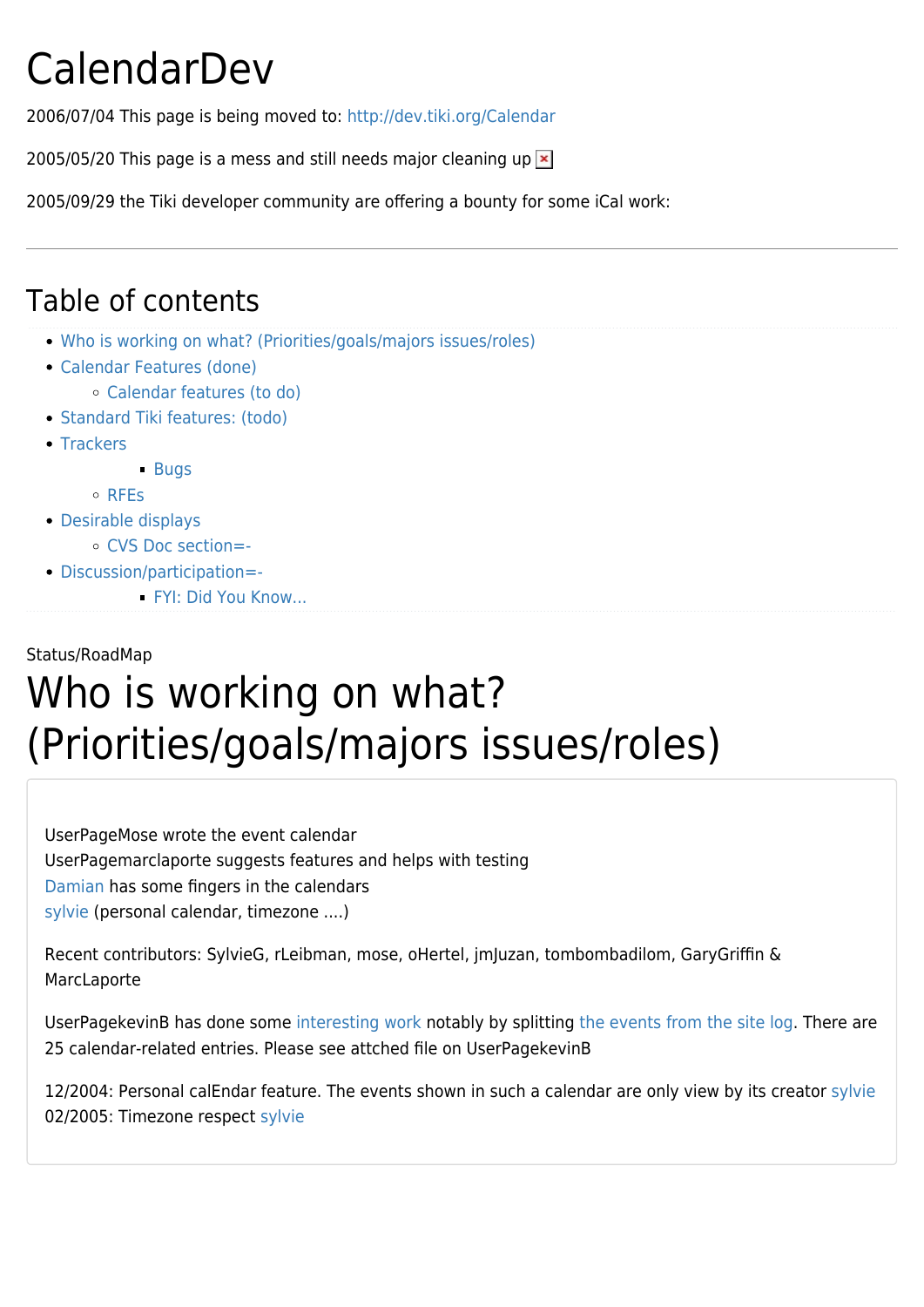# CalendarDev

2006/07/04 This page is being moved to: http://dev.tiki.org/Calendar

2005/05/20 This page is a mess and still needs major cleaning up

2005/09/29 the Tiki developer community are offering a bounty for some iCal work:

---

## Table of contents

- Who is working on what? (Priorities/goals/majors issues/roles)
- Calendar Features (done)
  - Calendar features (to do)
- Standard Tiki features: (todo)
- Trackers
    - Bugs
  - RFEs
- Desirable displays
  - CVS Doc section=-
- Discussion/participation=-
    - FYI: Did You Know...

Status/RoadMap

# Who is working on what? (Priorities/goals/majors issues/roles)

UserPageMose wrote the event calendar
UserPagemarclaporte suggests features and helps with testing
Damian has some fingers in the calendars
sylvie (personal calendar, timezone ....)

Recent contributors: SylvieG, rLeibman, mose, oHertel, jmJuzan, tombombadilom, GaryGriffin & MarcLaporte

UserPagekevinB has done some interesting work notably by splitting the events from the site log. There are 25 calendar-related entries. Please see attched file on UserPagekevinB

12/2004: Personal calEndar feature. The events shown in such a calendar are only view by its creator sylvie
02/2005: Timezone respect sylvie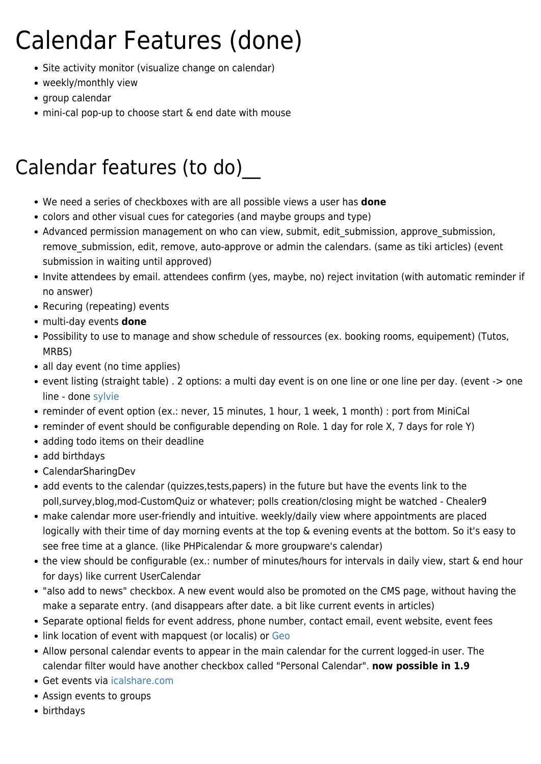# Calendar Features (done)

- Site activity monitor (visualize change on calendar)
- weekly/monthly view
- group calendar
- mini-cal pop-up to choose start & end date with mouse

# Calendar features (to do)__

- We need a series of checkboxes with are all possible views a user has **done**
- colors and other visual cues for categories (and maybe groups and type)
- Advanced permission management on who can view, submit, edit_submission, approve_submission, remove_submission, edit, remove, auto-approve or admin the calendars. (same as tiki articles) (event submission in waiting until approved)
- Invite attendees by email. attendees confirm (yes, maybe, no) reject invitation (with automatic reminder if no answer)
- Recuring (repeating) events
- multi-day events **done**
- Possibility to use to manage and show schedule of ressources (ex. booking rooms, equipement) (Tutos, MRBS)
- all day event (no time applies)
- event listing (straight table) . 2 options: a multi day event is on one line or one line per day. (event -> one line - done sylvie
- reminder of event option (ex.: never, 15 minutes, 1 hour, 1 week, 1 month) : port from MiniCal
- reminder of event should be configurable depending on Role. 1 day for role X, 7 days for role Y)
- adding todo items on their deadline
- add birthdays
- CalendarSharingDev
- add events to the calendar (quizzes,tests,papers) in the future but have the events link to the poll,survey,blog,mod-CustomQuiz or whatever; polls creation/closing might be watched - Chealer9
- make calendar more user-friendly and intuitive. weekly/daily view where appointments are placed logically with their time of day morning events at the top & evening events at the bottom. So it's easy to see free time at a glance. (like PHPicalendar & more groupware's calendar)
- the view should be configurable (ex.: number of minutes/hours for intervals in daily view, start & end hour for days) like current UserCalendar
- "also add to news" checkbox. A new event would also be promoted on the CMS page, without having the make a separate entry. (and disappears after date. a bit like current events in articles)
- Separate optional fields for event address, phone number, contact email, event website, event fees
- link location of event with mapquest (or localis) or Geo
- Allow personal calendar events to appear in the main calendar for the current logged-in user. The calendar filter would have another checkbox called "Personal Calendar". **now possible in 1.9**
- Get events via icalshare.com
- Assign events to groups
- birthdays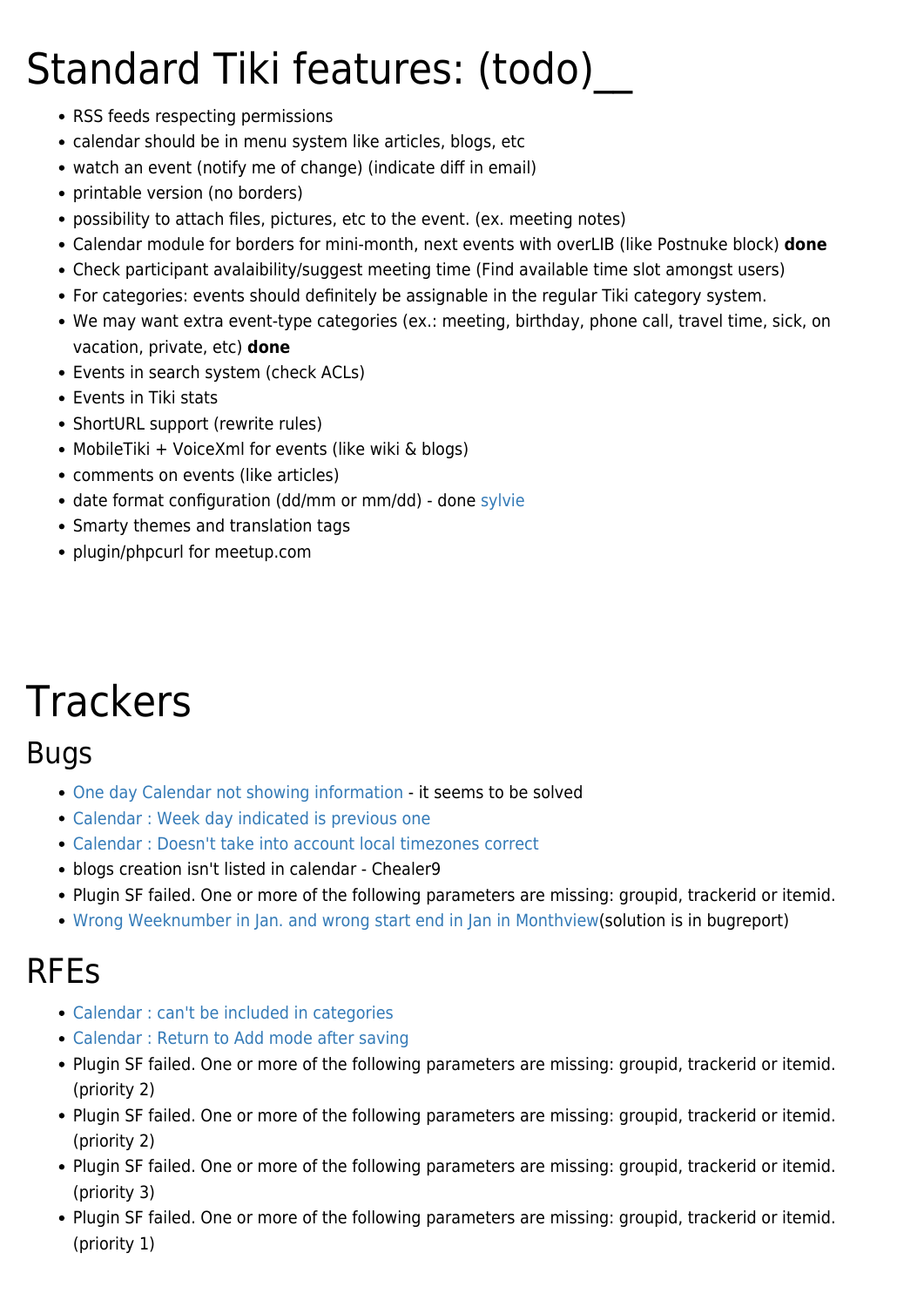# Standard Tiki features: (todo)__

- RSS feeds respecting permissions
- calendar should be in menu system like articles, blogs, etc
- watch an event (notify me of change) (indicate diff in email)
- printable version (no borders)
- possibility to attach files, pictures, etc to the event. (ex. meeting notes)
- Calendar module for borders for mini-month, next events with overLIB (like Postnuke block) **done**
- Check participant avalaibility/suggest meeting time (Find available time slot amongst users)
- For categories: events should definitely be assignable in the regular Tiki category system.
- We may want extra event-type categories (ex.: meeting, birthday, phone call, travel time, sick, on vacation, private, etc) **done**
- Events in search system (check ACLs)
- Events in Tiki stats
- ShortURL support (rewrite rules)
- MobileTiki + VoiceXml for events (like wiki & blogs)
- comments on events (like articles)
- date format configuration (dd/mm or mm/dd) - done sylvie
- Smarty themes and translation tags
- plugin/phpcurl for meetup.com

# Trackers

## Bugs

- One day Calendar not showing information - it seems to be solved
- Calendar : Week day indicated is previous one
- Calendar : Doesn't take into account local timezones correct
- blogs creation isn't listed in calendar - Chealer9
- Plugin SF failed. One or more of the following parameters are missing: groupid, trackerid or itemid.
- Wrong Weeknumber in Jan. and wrong start end in Jan in Monthview(solution is in bugreport)

## RFEs

- Calendar : can't be included in categories
- Calendar : Return to Add mode after saving
- Plugin SF failed. One or more of the following parameters are missing: groupid, trackerid or itemid. (priority 2)
- Plugin SF failed. One or more of the following parameters are missing: groupid, trackerid or itemid. (priority 2)
- Plugin SF failed. One or more of the following parameters are missing: groupid, trackerid or itemid. (priority 3)
- Plugin SF failed. One or more of the following parameters are missing: groupid, trackerid or itemid. (priority 1)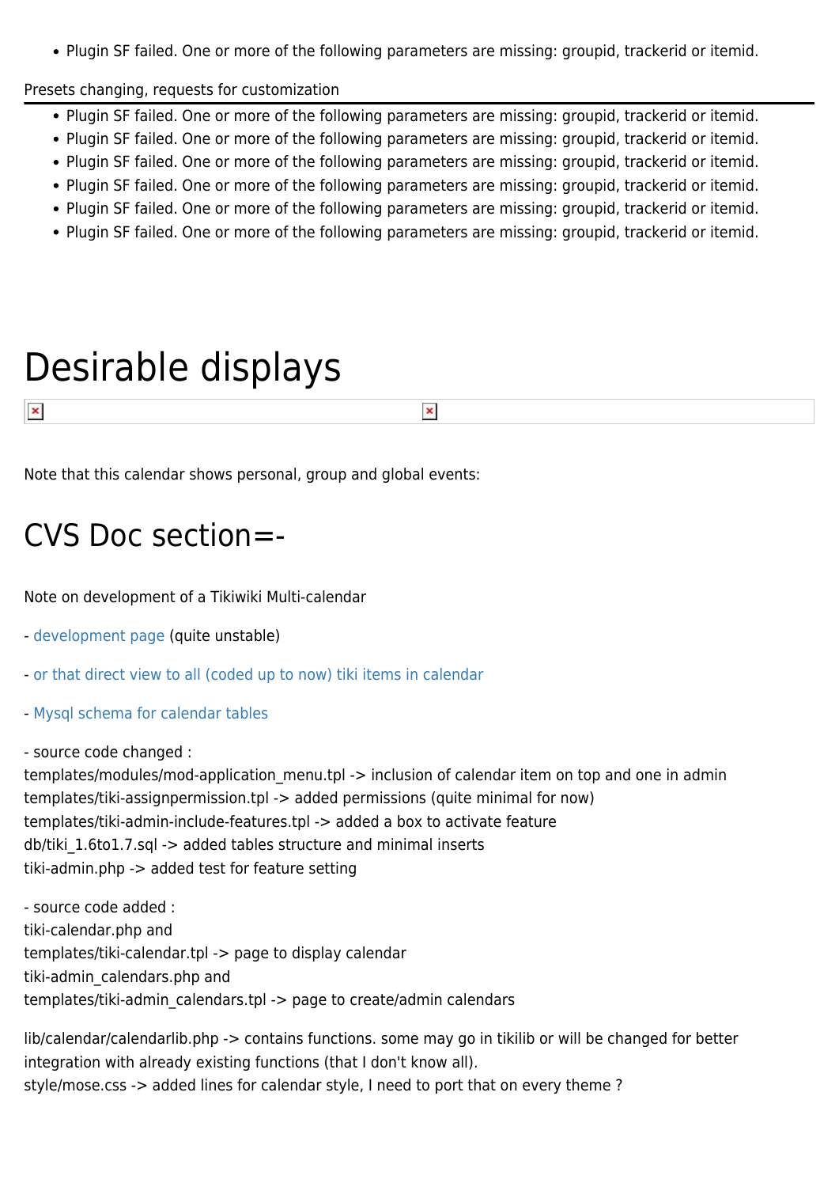- Plugin SF failed. One or more of the following parameters are missing: groupid, trackerid or itemid.

Presets changing, requests for customization

- Plugin SF failed. One or more of the following parameters are missing: groupid, trackerid or itemid.
- Plugin SF failed. One or more of the following parameters are missing: groupid, trackerid or itemid.
- Plugin SF failed. One or more of the following parameters are missing: groupid, trackerid or itemid.
- Plugin SF failed. One or more of the following parameters are missing: groupid, trackerid or itemid.
- Plugin SF failed. One or more of the following parameters are missing: groupid, trackerid or itemid.
- Plugin SF failed. One or more of the following parameters are missing: groupid, trackerid or itemid.

# Desirable displays

Note that this calendar shows personal, group and global events:

## CVS Doc section=-

Note on development of a Tikiwiki Multi-calendar

- development page (quite unstable)

- or that direct view to all (coded up to now) tiki items in calendar

- Mysql schema for calendar tables

- source code changed :
templates/modules/mod-application_menu.tpl -> inclusion of calendar item on top and one in admin
templates/tiki-assignpermission.tpl -> added permissions (quite minimal for now)
templates/tiki-admin-include-features.tpl -> added a box to activate feature
db/tiki_1.6to1.7.sql -> added tables structure and minimal inserts
tiki-admin.php -> added test for feature setting

- source code added :
tiki-calendar.php and
templates/tiki-calendar.tpl -> page to display calendar
tiki-admin_calendars.php and
templates/tiki-admin_calendars.tpl -> page to create/admin calendars

lib/calendar/calendarlib.php -> contains functions. some may go in tikilib or will be changed for better integration with already existing functions (that I don't know all).
style/mose.css -> added lines for calendar style, I need to port that on every theme ?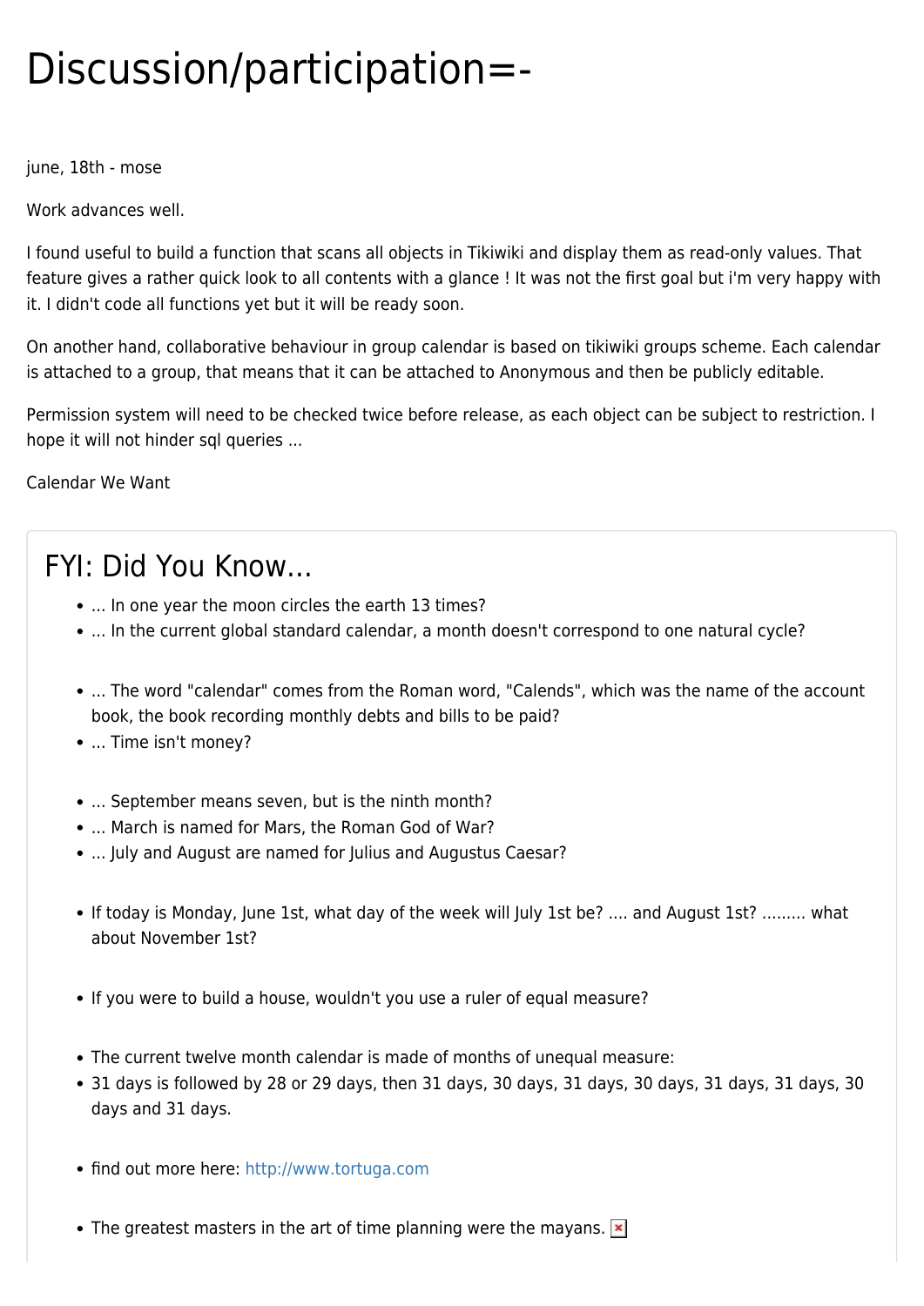# Discussion/participation=-

june, 18th - mose

Work advances well.

I found useful to build a function that scans all objects in Tikiwiki and display them as read-only values. That feature gives a rather quick look to all contents with a glance ! It was not the first goal but i'm very happy with it. I didn't code all functions yet but it will be ready soon.

On another hand, collaborative behaviour in group calendar is based on tikiwiki groups scheme. Each calendar is attached to a group, that means that it can be attached to Anonymous and then be publicly editable.

Permission system will need to be checked twice before release, as each object can be subject to restriction. I hope it will not hinder sql queries ...

Calendar We Want

## FYI: Did You Know...

- ... In one year the moon circles the earth 13 times?
- ... In the current global standard calendar, a month doesn't correspond to one natural cycle?

- ... The word "calendar" comes from the Roman word, "Calends", which was the name of the account book, the book recording monthly debts and bills to be paid?
- ... Time isn't money?

- ... September means seven, but is the ninth month?
- ... March is named for Mars, the Roman God of War?
- ... July and August are named for Julius and Augustus Caesar?

- If today is Monday, June 1st, what day of the week will July 1st be? .... and August 1st? ......... what about November 1st?

- If you were to build a house, wouldn't you use a ruler of equal measure?

- The current twelve month calendar is made of months of unequal measure:
- 31 days is followed by 28 or 29 days, then 31 days, 30 days, 31 days, 30 days, 31 days, 31 days, 30 days and 31 days.

- find out more here: http://www.tortuga.com

- The greatest masters in the art of time planning were the mayans.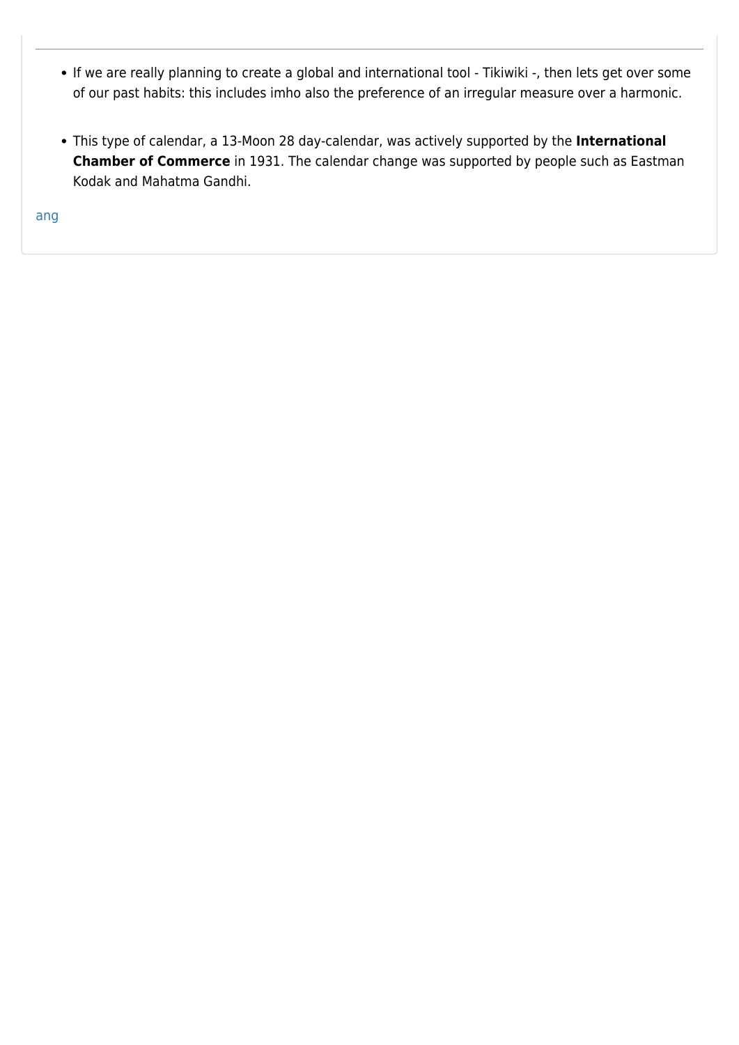---

- If we are really planning to create a global and international tool - Tikiwiki -, then lets get over some of our past habits: this includes imho also the preference of an irregular measure over a harmonic.

- This type of calendar, a 13-Moon 28 day-calendar, was actively supported by the **International Chamber of Commerce** in 1931. The calendar change was supported by people such as Eastman Kodak and Mahatma Gandhi.

ang